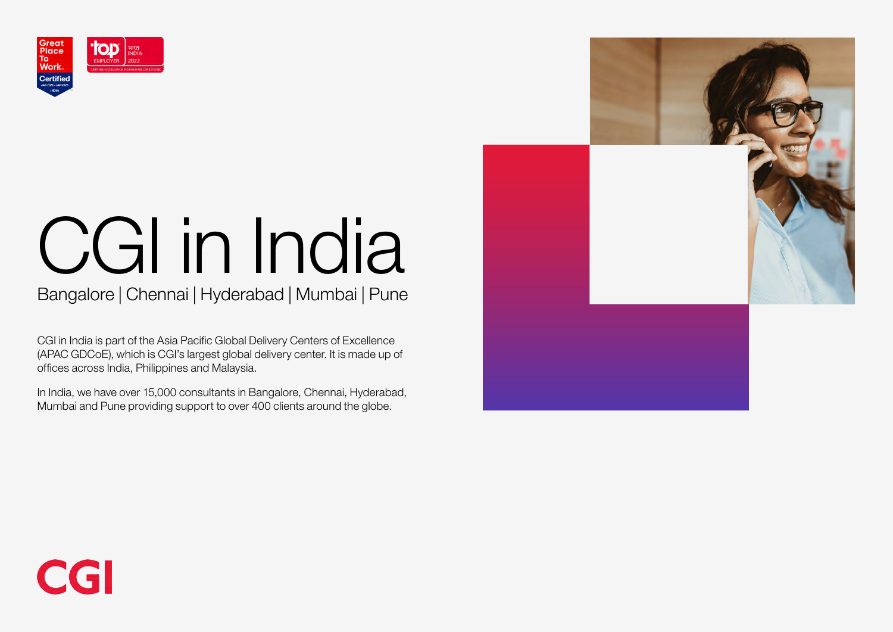# CGI in India

Bangalore | Chennai | Hyderabad | Mumbai | Pune

CGI in India is part of the Asia Pacific Global Delivery Centers of Excellence (APAC GDCoE), which is CGI's largest global delivery center. It is made up of offices across India, Philippines and Malaysia.

In India, we have over 15,000 consultants in Bangalore, Chennai, Hyderabad, Mumbai and Pune providing support to over 400 clients around the globe.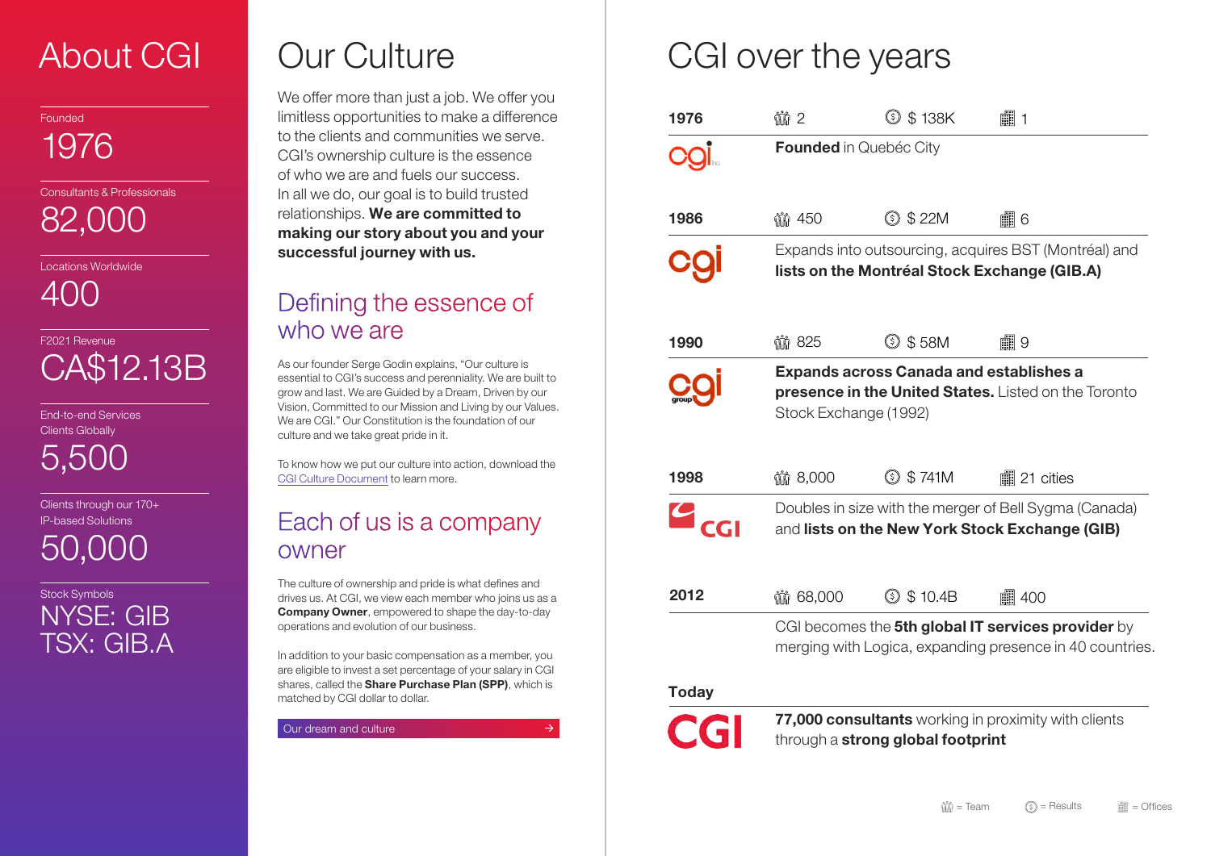# About CGI

Founded
1976

Consultants & Professionals
82,000

Locations Worldwide
400

F2021 Revenue
CA$12.13B

End-to-end Services Clients Globally
5,500

Clients through our 170+ IP-based Solutions
50,000

Stock Symbols
NYSE: GIB
TSX: GIB.A

# Our Culture

We offer more than just a job. We offer you limitless opportunities to make a difference to the clients and communities we serve. CGI's ownership culture is the essence of who we are and fuels our success. In all we do, our goal is to build trusted relationships. **We are committed to making our story about you and your successful journey with us.**

## Defining the essence of who we are

As our founder Serge Godin explains, "Our culture is essential to CGI's success and perenniality. We are built to grow and last. We are Guided by a Dream, Driven by our Vision, Committed to our Mission and Living by our Values. We are CGI." Our Constitution is the foundation of our culture and we take great pride in it.

To know how we put our culture into action, download the CGI Culture Document to learn more.

## Each of us is a company owner

The culture of ownership and pride is what defines and drives us. At CGI, we view each member who joins us as a **Company Owner**, empowered to shape the day-to-day operations and evolution of our business.

In addition to your basic compensation as a member, you are eligible to invest a set percentage of your salary in CGI shares, called the **Share Purchase Plan (SPP)**, which is matched by CGI dollar to dollar.

Our dream and culture →

# CGI over the years

| Year | Team | Results | Offices | |
|---|---|---|---|---|
| 1976 | 2 | $ 138K | 1 | **Founded** in Quebéc City |
| 1986 | 450 | $ 22M | 6 | Expands into outsourcing, acquires BST (Montréal) and **lists on the Montréal Stock Exchange (GIB.A)** |
| 1990 | 825 | $ 58M | 9 | **Expands across Canada and establishes a presence in the United States.** Listed on the Toronto Stock Exchange (1992) |
| 1998 | 8,000 | $ 741M | 21 cities | Doubles in size with the merger of Bell Sygma (Canada) and **lists on the New York Stock Exchange (GIB)** |
| 2012 | 68,000 | $ 10.4B | 400 | CGI becomes the **5th global IT services provider** by merging with Logica, expanding presence in 40 countries. |
| Today | | | | **77,000 consultants** working in proximity with clients through a **strong global footprint** |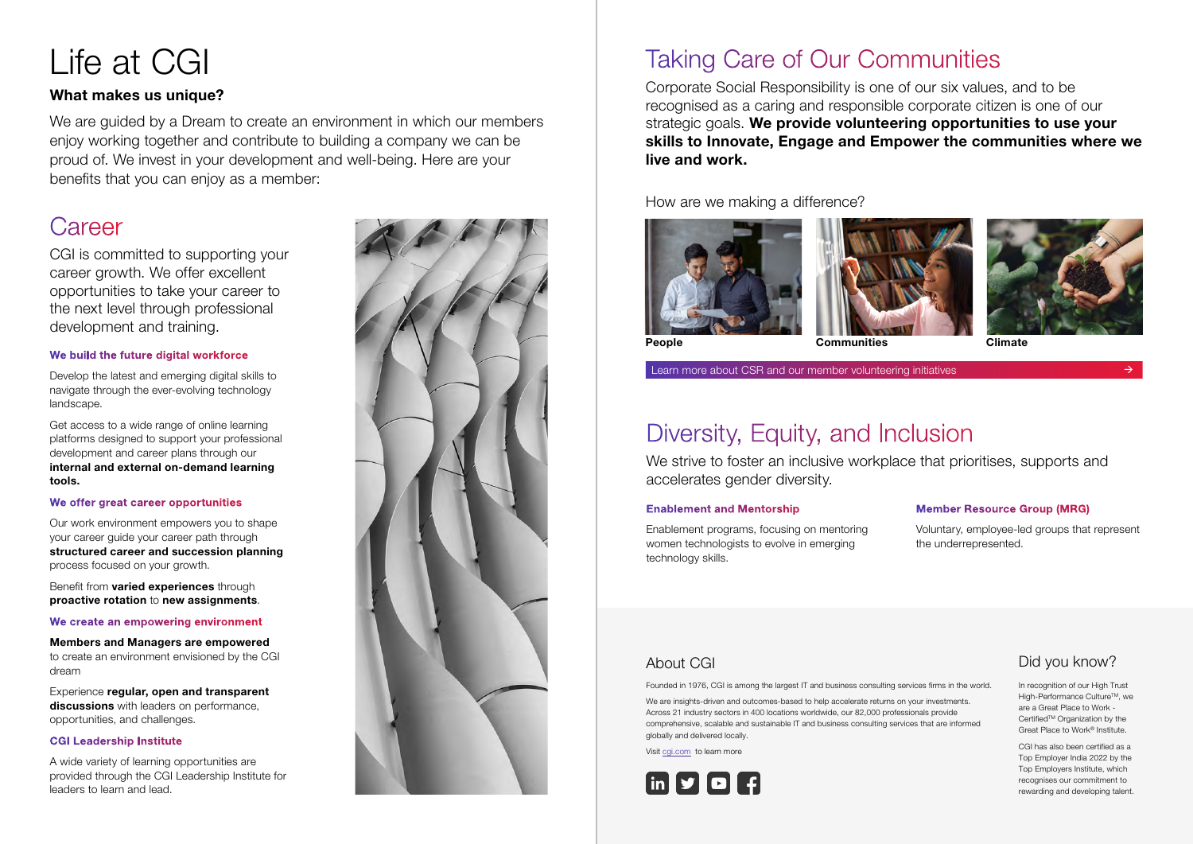# Life at CGI

**What makes us unique?**

We are guided by a Dream to create an environment in which our members enjoy working together and contribute to building a company we can be proud of. We invest in your development and well-being. Here are your benefits that you can enjoy as a member:

## Career

CGI is committed to supporting your career growth. We offer excellent opportunities to take your career to the next level through professional development and training.

### We build the future digital workforce

Develop the latest and emerging digital skills to navigate through the ever-evolving technology landscape.

Get access to a wide range of online learning platforms designed to support your professional development and career plans through our **internal and external on-demand learning tools.**

### We offer great career opportunities

Our work environment empowers you to shape your career guide your career path through **structured career and succession planning** process focused on your growth.

Benefit from **varied experiences** through **proactive rotation** to **new assignments**.

### We create an empowering environment

**Members and Managers are empowered** to create an environment envisioned by the CGI dream

Experience **regular, open and transparent discussions** with leaders on performance, opportunities, and challenges.

### CGI Leadership Institute

A wide variety of learning opportunities are provided through the CGI Leadership Institute for leaders to learn and lead.

## Taking Care of Our Communities

Corporate Social Responsibility is one of our six values, and to be recognised as a caring and responsible corporate citizen is one of our strategic goals. **We provide volunteering opportunities to use your skills to Innovate, Engage and Empower the communities where we live and work.**

How are we making a difference?

**People**

**Communities**

**Climate**

Learn more about CSR and our member volunteering initiatives →

## Diversity, Equity, and Inclusion

We strive to foster an inclusive workplace that prioritises, supports and accelerates gender diversity.

### Enablement and Mentorship

Enablement programs, focusing on mentoring women technologists to evolve in emerging technology skills.

### Member Resource Group (MRG)

Voluntary, employee-led groups that represent the underrepresented.

## About CGI

Founded in 1976, CGI is among the largest IT and business consulting services firms in the world.

We are insights-driven and outcomes-based to help accelerate returns on your investments. Across 21 industry sectors in 400 locations worldwide, our 82,000 professionals provide comprehensive, scalable and sustainable IT and business consulting services that are informed globally and delivered locally.

Visit cgi.com to learn more

## Did you know?

In recognition of our High Trust High-Performance Culture™, we are a Great Place to Work - Certified™ Organization by the Great Place to Work® Institute.

CGI has also been certified as a Top Employer India 2022 by the Top Employers Institute, which recognises our commitment to rewarding and developing talent.